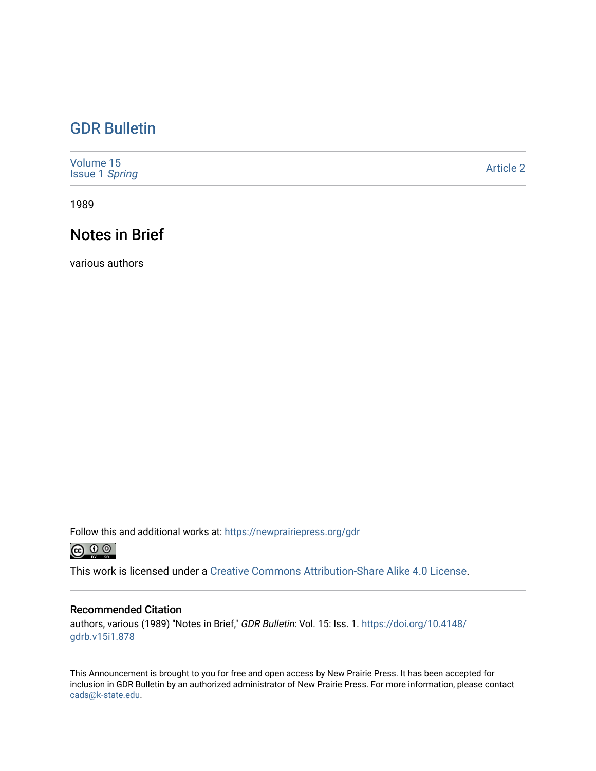# GDR Bulletin

Volume 15
Issue 1 *Spring*

Article 2

1989

## Notes in Brief

various authors

Follow this and additional works at: https://newprairiepress.org/gdr

This work is licensed under a Creative Commons Attribution-Share Alike 4.0 License.

### Recommended Citation

authors, various (1989) "Notes in Brief," *GDR Bulletin*: Vol. 15: Iss. 1. https://doi.org/10.4148/gdrb.v15i1.878

This Announcement is brought to you for free and open access by New Prairie Press. It has been accepted for inclusion in GDR Bulletin by an authorized administrator of New Prairie Press. For more information, please contact cads@k-state.edu.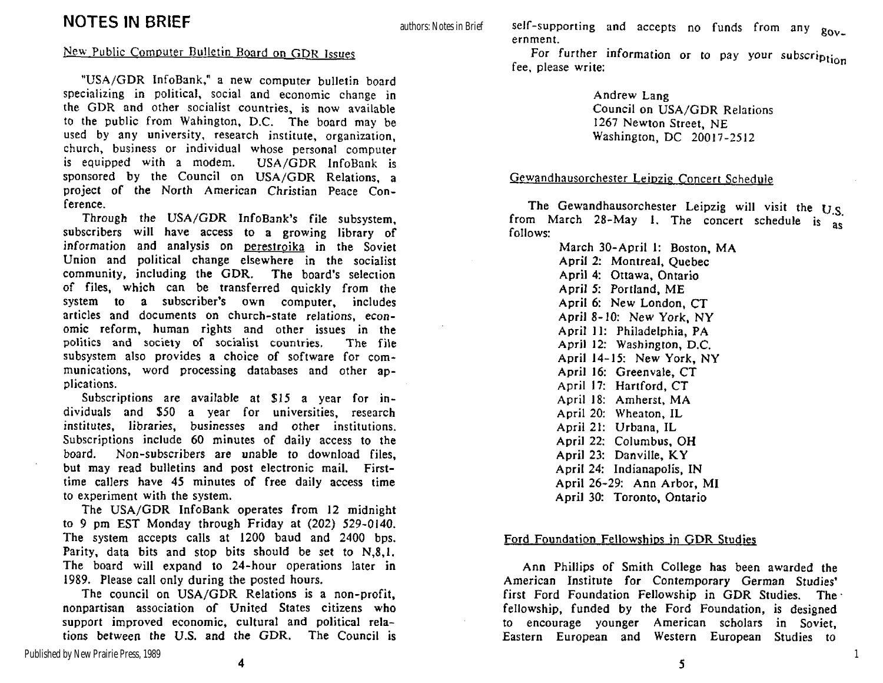# NOTES IN BRIEF

## New Public Computer Bulletin Board on GDR Issues

"USA/GDR InfoBank," a new computer bulletin board specializing in political, social and economic change in the GDR and other socialist countries, is now available to the public from Wahington, D.C. The board may be used by any university, research institute, organization, church, business or individual whose personal computer is equipped with a modem. USA/GDR InfoBank is sponsored by the Council on USA/GDR Relations, a project of the North American Christian Peace Conference.

Through the USA/GDR InfoBank's file subsystem, subscribers will have access to a growing library of information and analysis on perestroika in the Soviet Union and political change elsewhere in the socialist community, including the GDR. The board's selection of files, which can be transferred quickly from the system to a subscriber's own computer, includes articles and documents on church-state relations, economic reform, human rights and other issues in the politics and society of socialist countries. The file subsystem also provides a choice of software for communications, word processing databases and other applications.

Subscriptions are available at $15 a year for individuals and $50 a year for universities, research institutes, libraries, businesses and other institutions. Subscriptions include 60 minutes of daily access to the board. Non-subscribers are unable to download files, but may read bulletins and post electronic mail. First-time callers have 45 minutes of free daily access time to experiment with the system.

The USA/GDR InfoBank operates from 12 midnight to 9 pm EST Monday through Friday at (202) 529-0140. The system accepts calls at 1200 baud and 2400 bps. Parity, data bits and stop bits should be set to N,8,1. The board will expand to 24-hour operations later in 1989. Please call only during the posted hours.

The council on USA/GDR Relations is a non-profit, nonpartisan association of United States citizens who support improved economic, cultural and political relations between the U.S. and the GDR. The Council is self-supporting and accepts no funds from any government.

For further information or to pay your subscription fee, please write:

Andrew Lang
Council on USA/GDR Relations
1267 Newton Street, NE
Washington, DC 20017-2512

## Gewandhausorchester Leipzig Concert Schedule

The Gewandhausorchester Leipzig will visit the U.S. from March 28-May 1. The concert schedule is as follows:

- March 30-April 1: Boston, MA
- April 2: Montreal, Quebec
- April 4: Ottawa, Ontario
- April 5: Portland, ME
- April 6: New London, CT
- April 8-10: New York, NY
- April 11: Philadelphia, PA
- April 12: Washington, D.C.
- April 14-15: New York, NY
- April 16: Greenvale, CT
- April 17: Hartford, CT
- April 18: Amherst, MA
- April 20: Wheaton, IL
- April 21: Urbana, IL
- April 22: Columbus, OH
- April 23: Danville, KY
- April 24: Indianapolis, IN
- April 26-29: Ann Arbor, MI
- April 30: Toronto, Ontario

## Ford Foundation Fellowships in GDR Studies

Ann Phillips of Smith College has been awarded the American Institute for Contemporary German Studies' first Ford Foundation Fellowship in GDR Studies. The fellowship, funded by the Ford Foundation, is designed to encourage younger American scholars in Soviet, Eastern European and Western European Studies to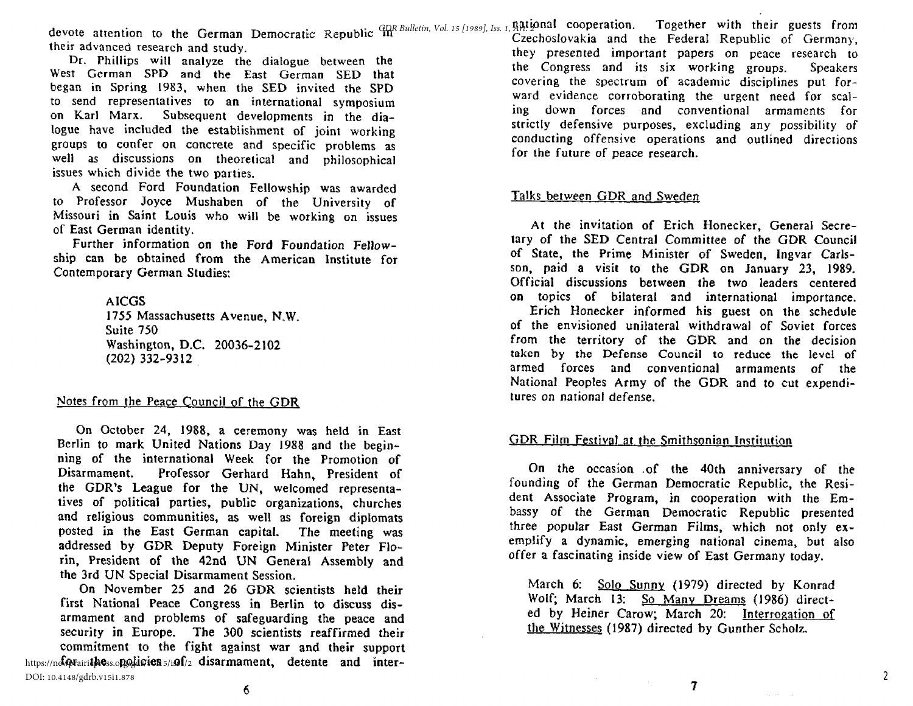devote attention to the German Democratic Republic in their advanced research and study.

Dr. Phillips will analyze the dialogue between the West German SPD and the East German SED that began in Spring 1983, when the SED invited the SPD to send representatives to an international symposium on Karl Marx. Subsequent developments in the dialogue have included the establishment of joint working groups to confer on concrete and specific problems as well as discussions on theoretical and philosophical issues which divide the two parties.

A second Ford Foundation Fellowship was awarded to Professor Joyce Mushaben of the University of Missouri in Saint Louis who will be working on issues of East German identity.

Further information on the Ford Foundation Fellowship can be obtained from the American Institute for Contemporary German Studies:

AICGS
1755 Massachusetts Avenue, N.W.
Suite 750
Washington, D.C. 20036-2102
(202) 332-9312

## Notes from the Peace Council of the GDR

On October 24, 1988, a ceremony was held in East Berlin to mark United Nations Day 1988 and the beginning of the international Week for the Promotion of Disarmament. Professor Gerhard Hahn, President of the GDR's League for the UN, welcomed representatives of political parties, public organizations, churches and religious communities, as well as foreign diplomats posted in the East German capital. The meeting was addressed by GDR Deputy Foreign Minister Peter Florin, President of the 42nd UN General Assembly and the 3rd UN Special Disarmament Session.

On November 25 and 26 GDR scientists held their first National Peace Congress in Berlin to discuss disarmament and problems of safeguarding the peace and security in Europe. The 300 scientists reaffirmed their commitment to the fight against war and their support for the policies of disarmament, detente and international cooperation. Together with their guests from Czechoslovakia and the Federal Republic of Germany, they presented important papers on peace research to the Congress and its six working groups. Speakers covering the spectrum of academic disciplines put forward evidence corroborating the urgent need for scaling down forces and conventional armaments for strictly defensive purposes, excluding any possibility of conducting offensive operations and outlined directions for the future of peace research.

## Talks between GDR and Sweden

At the invitation of Erich Honecker, General Secretary of the SED Central Committee of the GDR Council of State, the Prime Minister of Sweden, Ingvar Carlsson, paid a visit to the GDR on January 23, 1989. Official discussions between the two leaders centered on topics of bilateral and international importance.

Erich Honecker informed his guest on the schedule of the envisioned unilateral withdrawal of Soviet forces from the territory of the GDR and on the decision taken by the Defense Council to reduce the level of armed forces and conventional armaments of the National Peoples Army of the GDR and to cut expenditures on national defense.

## GDR Film Festival at the Smithsonian Institution

On the occasion of the 40th anniversary of the founding of the German Democratic Republic, the Resident Associate Program, in cooperation with the Embassy of the German Democratic Republic presented three popular East German Films, which not only exemplify a dynamic, emerging national cinema, but also offer a fascinating inside view of East Germany today.

March 6: Solo Sunny (1979) directed by Konrad Wolf; March 13: So Many Dreams (1986) directed by Heiner Carow; March 20: Interrogation of the Witnesses (1987) directed by Gunther Scholz.